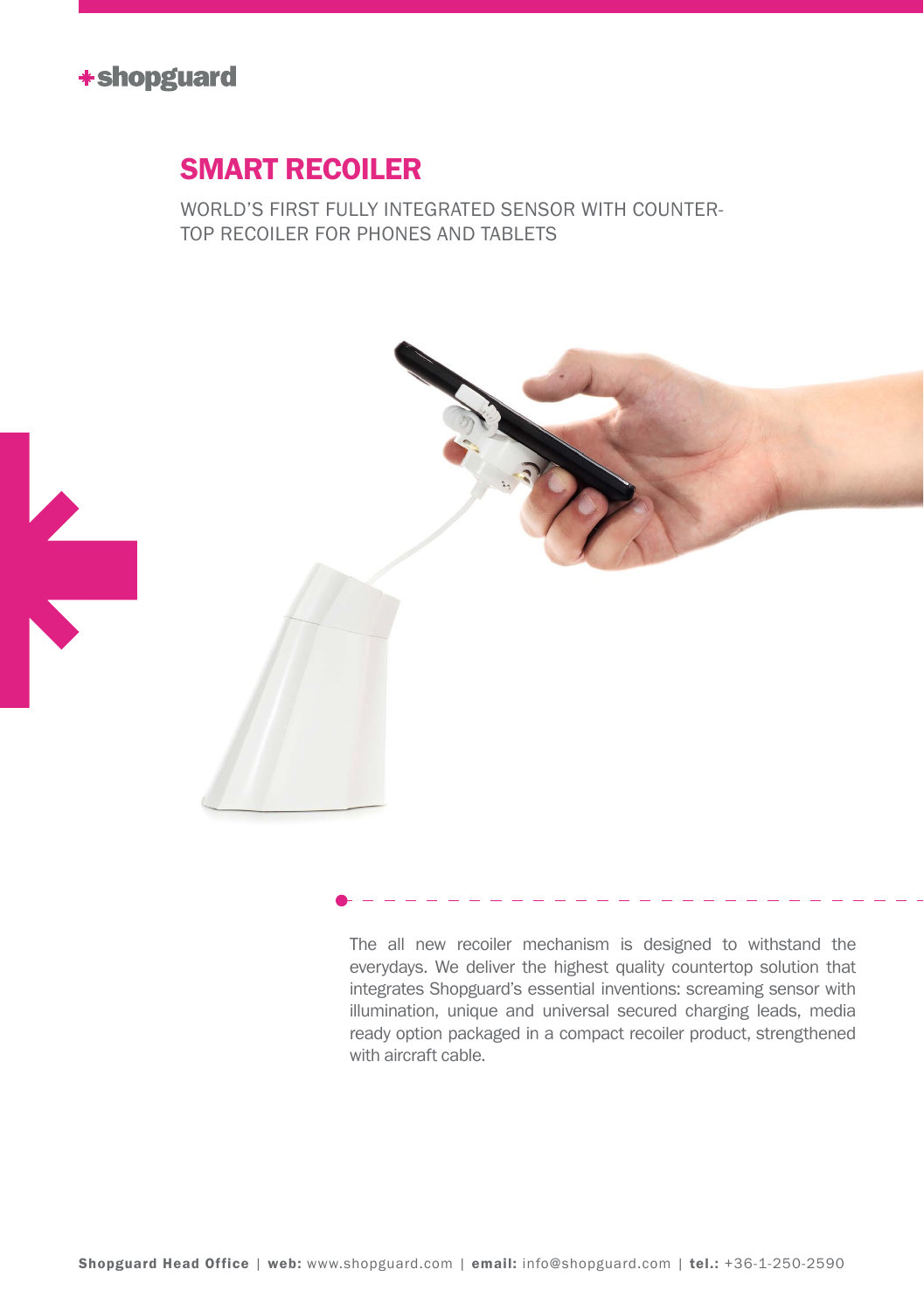+shopguard

# SMART RECOILER

WORLD'S FIRST FULLY INTEGRATED SENSOR WITH COUNTER-TOP RECOILER FOR PHONES AND TABLETS

The all new recoiler mechanism is designed to withstand the everydays. We deliver the highest quality countertop solution that integrates Shopguard's essential inventions: screaming sensor with illumination, unique and universal secured charging leads, media ready option packaged in a compact recoiler product, strengthened with aircraft cable.

**Shopguard Head Office** | **web:** www.shopguard.com | **email:** info@shopguard.com | **tel.:** +36-1-250-2590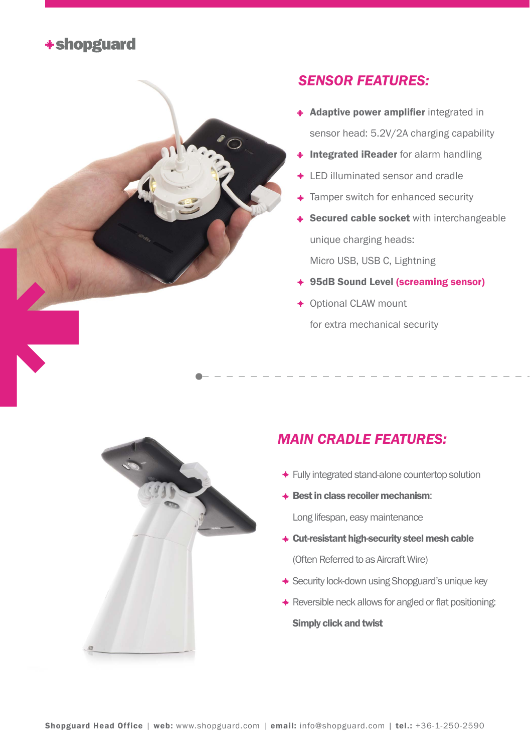+shopguard

## *SENSOR FEATURES:*

- **Adaptive power amplifier** integrated in sensor head: 5.2V/2A charging capability
- **Integrated iReader** for alarm handling
- LED illuminated sensor and cradle
- Tamper switch for enhanced security
- **Secured cable socket** with interchangeable unique charging heads: Micro USB, USB C, Lightning
- **95dB Sound Level (screaming sensor)**
- Optional CLAW mount for extra mechanical security

## *MAIN CRADLE FEATURES:*

- Fully integrated stand-alone countertop solution
- **Best in class recoiler mechanism**: Long lifespan, easy maintenance
- **Cut-resistant high-security steel mesh cable** (Often Referred to as Aircraft Wire)
- Security lock-down using Shopguard's unique key
- Reversible neck allows for angled or flat positioning: **Simply click and twist**

**Shopguard Head Office** | **web:** www.shopguard.com | **email:** info@shopguard.com | **tel.:** +36-1-250-2590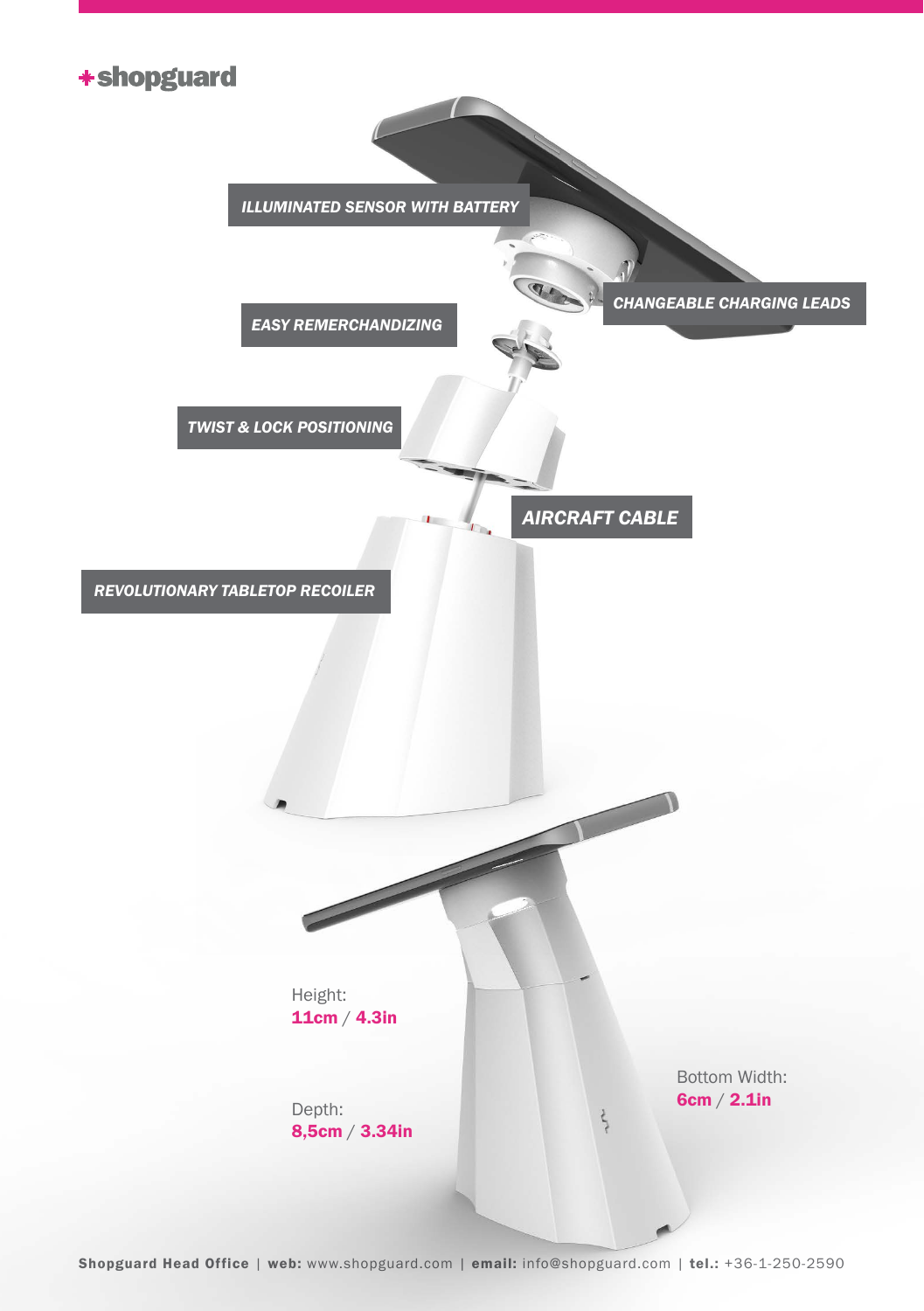**+shopguard**

*ILLUMINATED SENSOR WITH BATTERY*

*CHANGEABLE CHARGING LEADS*

*EASY REMERCHANDIZING*

*TWIST & LOCK POSITIONING*

*AIRCRAFT CABLE*

*REVOLUTIONARY TABLETOP RECOILER*

Height:
**11cm / 4.3in**

Depth:
**8,5cm / 3.34in**

Bottom Width:
**6cm / 2.1in**

**Shopguard Head Office** | **web:** www.shopguard.com | **email:** info@shopguard.com | **tel.:** +36-1-250-2590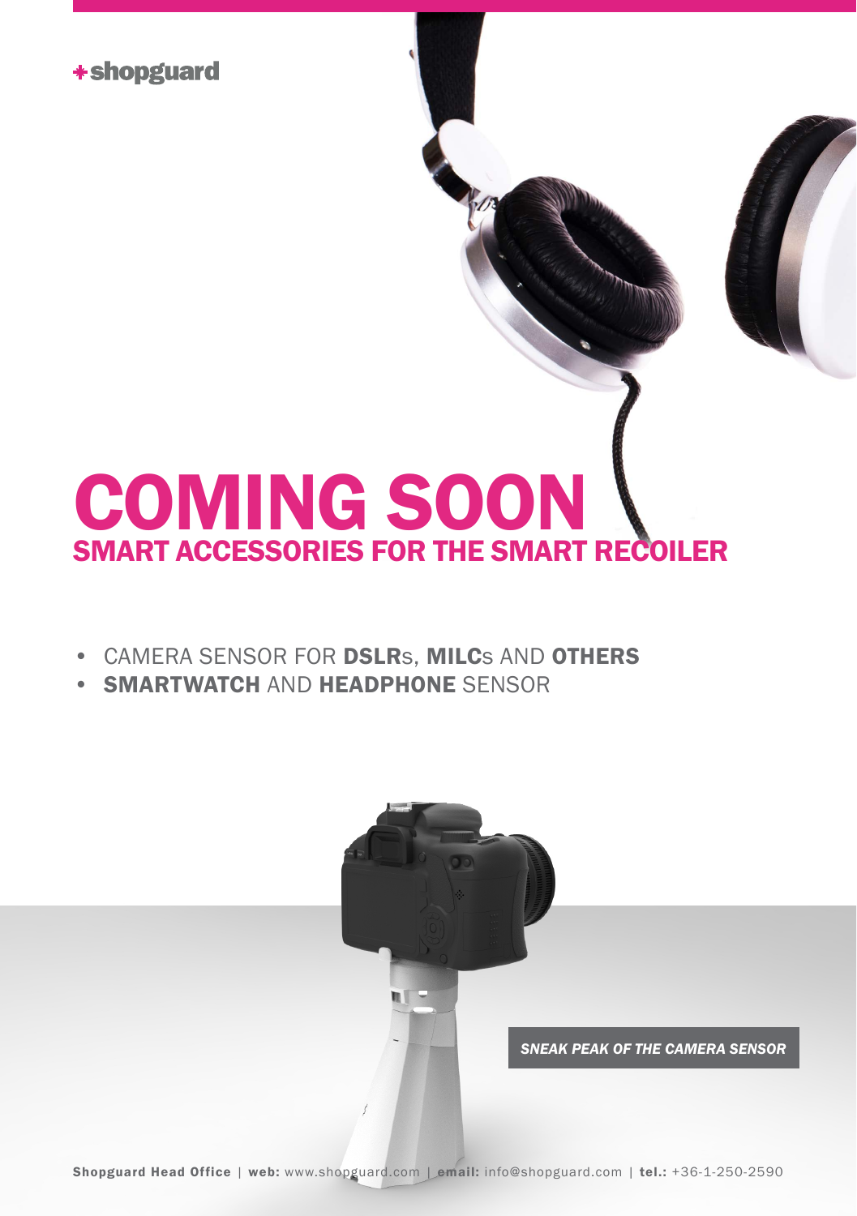+shopguard

# COMING SOON

## SMART ACCESSORIES FOR THE SMART RECOILER

- CAMERA SENSOR FOR **DSLR**s, **MILC**s AND **OTHERS**
- **SMARTWATCH** AND **HEADPHONE** SENSOR

***SNEAK PEAK OF THE CAMERA SENSOR***

**Shopguard Head Office** | **web:** www.shopguard.com | **email:** info@shopguard.com | **tel.:** +36-1-250-2590